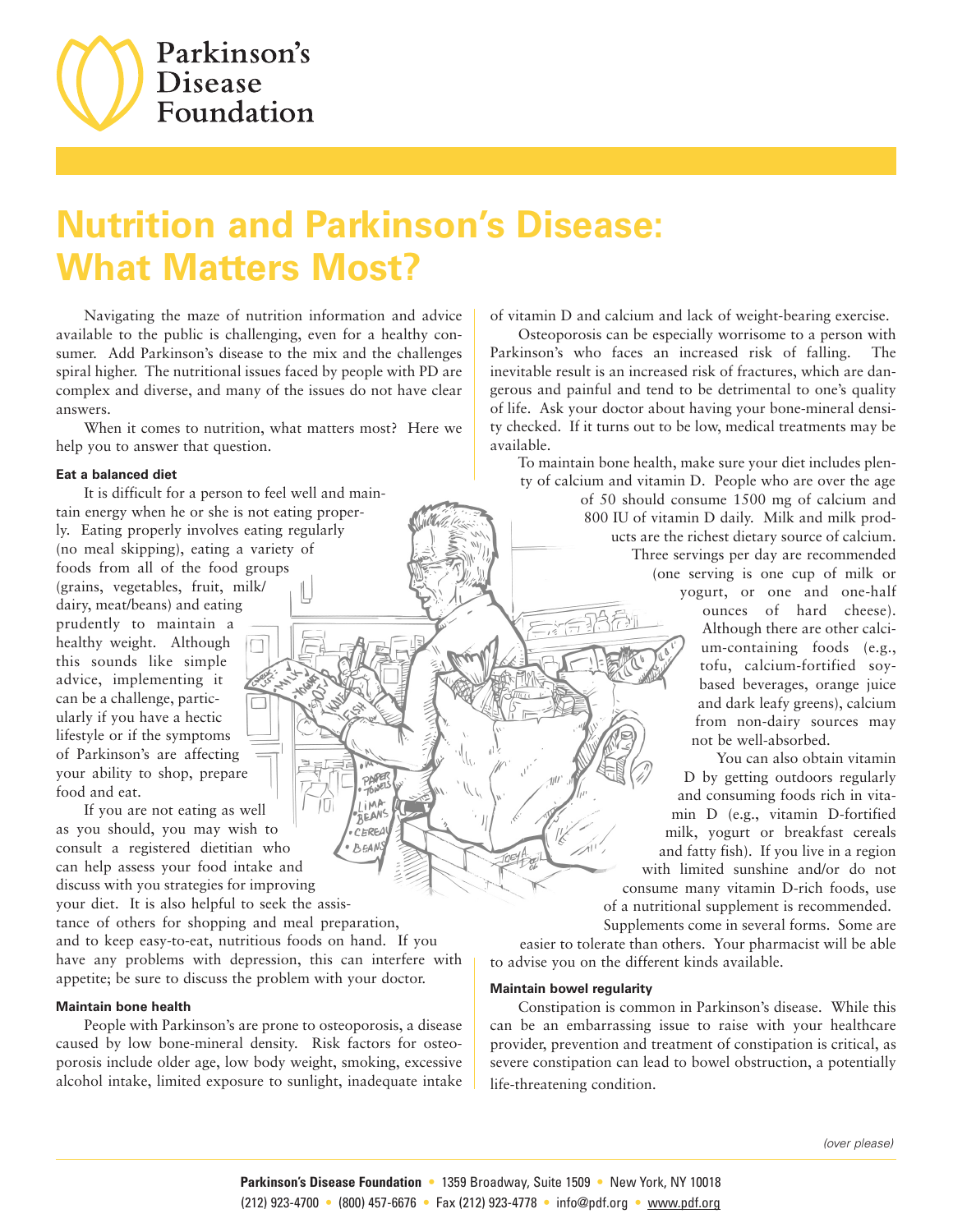# Nutrition and Parkinson's Disease: What Matters Most?

Navigating the maze of nutrition information and advice available to the public is challenging, even for a healthy consumer. Add Parkinson's disease to the mix and the challenges spiral higher. The nutritional issues faced by people with PD are complex and diverse, and many of the issues do not have clear answers.

When it comes to nutrition, what matters most? Here we help you to answer that question.

### Eat a balanced diet

It is difficult for a person to feel well and maintain energy when he or she is not eating properly. Eating properly involves eating regularly (no meal skipping), eating a variety of foods from all of the food groups (grains, vegetables, fruit, milk/dairy, meat/beans) and eating prudently to maintain a healthy weight. Although this sounds like simple advice, implementing it can be a challenge, particularly if you have a hectic lifestyle or if the symptoms of Parkinson's are affecting your ability to shop, prepare food and eat.

If you are not eating as well as you should, you may wish to consult a registered dietitian who can help assess your food intake and discuss with you strategies for improving your diet. It is also helpful to seek the assistance of others for shopping and meal preparation, and to keep easy-to-eat, nutritious foods on hand. If you have any problems with depression, this can interfere with appetite; be sure to discuss the problem with your doctor.

### Maintain bone health

People with Parkinson's are prone to osteoporosis, a disease caused by low bone-mineral density. Risk factors for osteoporosis include older age, low body weight, smoking, excessive alcohol intake, limited exposure to sunlight, inadequate intake of vitamin D and calcium and lack of weight-bearing exercise.

Osteoporosis can be especially worrisome to a person with Parkinson's who faces an increased risk of falling. The inevitable result is an increased risk of fractures, which are dangerous and painful and tend to be detrimental to one's quality of life. Ask your doctor about having your bone-mineral density checked. If it turns out to be low, medical treatments may be available.

To maintain bone health, make sure your diet includes plenty of calcium and vitamin D. People who are over the age of 50 should consume 1500 mg of calcium and 800 IU of vitamin D daily. Milk and milk products are the richest dietary source of calcium. Three servings per day are recommended (one serving is one cup of milk or yogurt, or one and one-half ounces of hard cheese). Although there are other calcium-containing foods (e.g., tofu, calcium-fortified soy-based beverages, orange juice and dark leafy greens), calcium from non-dairy sources may not be well-absorbed.

You can also obtain vitamin D by getting outdoors regularly and consuming foods rich in vitamin D (e.g., vitamin D-fortified milk, yogurt or breakfast cereals and fatty fish). If you live in a region with limited sunshine and/or do not consume many vitamin D-rich foods, use of a nutritional supplement is recommended. Supplements come in several forms. Some are easier to tolerate than others. Your pharmacist will be able to advise you on the different kinds available.

### Maintain bowel regularity

Constipation is common in Parkinson's disease. While this can be an embarrassing issue to raise with your healthcare provider, prevention and treatment of constipation is critical, as severe constipation can lead to bowel obstruction, a potentially life-threatening condition.

*(over please)*

**Parkinson's Disease Foundation** • 1359 Broadway, Suite 1509 • New York, NY 10018
(212) 923-4700 • (800) 457-6676 • Fax (212) 923-4778 • info@pdf.org • www.pdf.org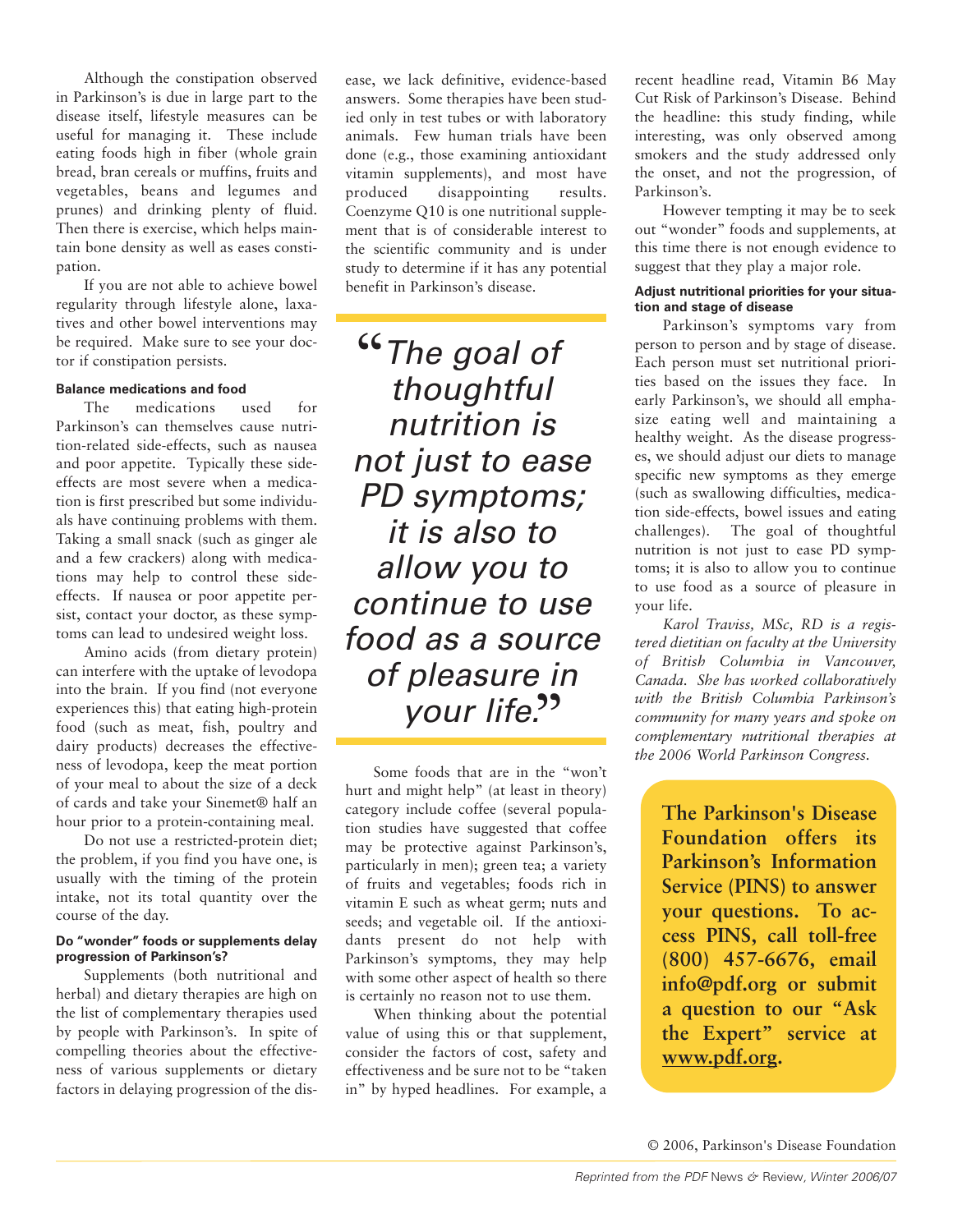Although the constipation observed in Parkinson's is due in large part to the disease itself, lifestyle measures can be useful for managing it. These include eating foods high in fiber (whole grain bread, bran cereals or muffins, fruits and vegetables, beans and legumes and prunes) and drinking plenty of fluid. Then there is exercise, which helps maintain bone density as well as eases constipation.

If you are not able to achieve bowel regularity through lifestyle alone, laxatives and other bowel interventions may be required. Make sure to see your doctor if constipation persists.

#### Balance medications and food

The medications used for Parkinson's can themselves cause nutrition-related side-effects, such as nausea and poor appetite. Typically these side-effects are most severe when a medication is first prescribed but some individuals have continuing problems with them. Taking a small snack (such as ginger ale and a few crackers) along with medications may help to control these side-effects. If nausea or poor appetite persist, contact your doctor, as these symptoms can lead to undesired weight loss.

Amino acids (from dietary protein) can interfere with the uptake of levodopa into the brain. If you find (not everyone experiences this) that eating high-protein food (such as meat, fish, poultry and dairy products) decreases the effectiveness of levodopa, keep the meat portion of your meal to about the size of a deck of cards and take your Sinemet® half an hour prior to a protein-containing meal.

Do not use a restricted-protein diet; the problem, if you find you have one, is usually with the timing of the protein intake, not its total quantity over the course of the day.

#### Do "wonder" foods or supplements delay progression of Parkinson's?

Supplements (both nutritional and herbal) and dietary therapies are high on the list of complementary therapies used by people with Parkinson's. In spite of compelling theories about the effectiveness of various supplements or dietary factors in delaying progression of the disease, we lack definitive, evidence-based answers. Some therapies have been studied only in test tubes or with laboratory animals. Few human trials have been done (e.g., those examining antioxidant vitamin supplements), and most have produced disappointing results. Coenzyme Q10 is one nutritional supplement that is of considerable interest to the scientific community and is under study to determine if it has any potential benefit in Parkinson's disease.

> *"The goal of thoughtful nutrition is not just to ease PD symptoms; it is also to allow you to continue to use food as a source of pleasure in your life."*

Some foods that are in the "won't hurt and might help" (at least in theory) category include coffee (several population studies have suggested that coffee may be protective against Parkinson's, particularly in men); green tea; a variety of fruits and vegetables; foods rich in vitamin E such as wheat germ; nuts and seeds; and vegetable oil. If the antioxidants present do not help with Parkinson's symptoms, they may help with some other aspect of health so there is certainly no reason not to use them.

When thinking about the potential value of using this or that supplement, consider the factors of cost, safety and effectiveness and be sure not to be "taken in" by hyped headlines. For example, a recent headline read, Vitamin B6 May Cut Risk of Parkinson's Disease. Behind the headline: this study finding, while interesting, was only observed among smokers and the study addressed only the onset, and not the progression, of Parkinson's.

However tempting it may be to seek out "wonder" foods and supplements, at this time there is not enough evidence to suggest that they play a major role.

#### Adjust nutritional priorities for your situation and stage of disease

Parkinson's symptoms vary from person to person and by stage of disease. Each person must set nutritional priorities based on the issues they face. In early Parkinson's, we should all emphasize eating well and maintaining a healthy weight. As the disease progresses, we should adjust our diets to manage specific new symptoms as they emerge (such as swallowing difficulties, medication side-effects, bowel issues and eating challenges). The goal of thoughtful nutrition is not just to ease PD symptoms; it is also to allow you to continue to use food as a source of pleasure in your life.

*Karol Traviss, MSc, RD is a registered dietitian on faculty at the University of British Columbia in Vancouver, Canada. She has worked collaboratively with the British Columbia Parkinson's community for many years and spoke on complementary nutritional therapies at the 2006 World Parkinson Congress.*

**The Parkinson's Disease Foundation offers its Parkinson's Information Service (PINS) to answer your questions. To access PINS, call toll-free (800) 457-6676, email info@pdf.org or submit a question to our "Ask the Expert" service at www.pdf.org.**

© 2006, Parkinson's Disease Foundation

*Reprinted from the PDF News & Review, Winter 2006/07*